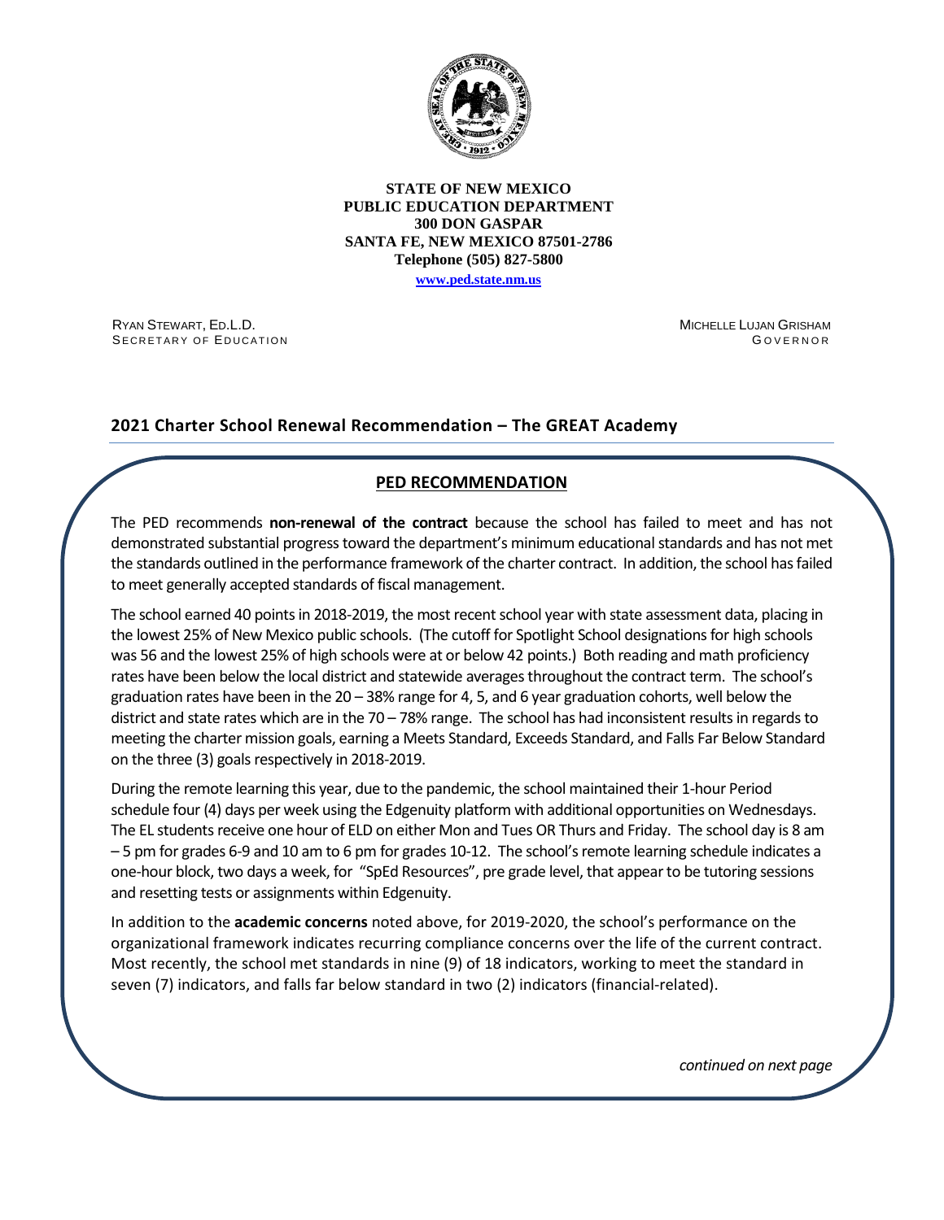**STATE OF NEW MEXICO**
**PUBLIC EDUCATION DEPARTMENT**
**300 DON GASPAR**
**SANTA FE, NEW MEXICO 87501-2786**
**Telephone (505) 827-5800**
**www.ped.state.nm.us**

RYAN STEWART, ED.L.D.
SECRETARY OF EDUCATION

MICHELLE LUJAN GRISHAM
GOVERNOR

## 2021 Charter School Renewal Recommendation – The GREAT Academy

### PED RECOMMENDATION

The PED recommends **non-renewal of the contract** because the school has failed to meet and has not demonstrated substantial progress toward the department's minimum educational standards and has not met the standards outlined in the performance framework of the charter contract. In addition, the school has failed to meet generally accepted standards of fiscal management.

The school earned 40 points in 2018-2019, the most recent school year with state assessment data, placing in the lowest 25% of New Mexico public schools. (The cutoff for Spotlight School designations for high schools was 56 and the lowest 25% of high schools were at or below 42 points.) Both reading and math proficiency rates have been below the local district and statewide averages throughout the contract term. The school's graduation rates have been in the 20 – 38% range for 4, 5, and 6 year graduation cohorts, well below the district and state rates which are in the 70 – 78% range. The school has had inconsistent results in regards to meeting the charter mission goals, earning a Meets Standard, Exceeds Standard, and Falls Far Below Standard on the three (3) goals respectively in 2018-2019.

During the remote learning this year, due to the pandemic, the school maintained their 1-hour Period schedule four (4) days per week using the Edgenuity platform with additional opportunities on Wednesdays. The EL students receive one hour of ELD on either Mon and Tues OR Thurs and Friday. The school day is 8 am – 5 pm for grades 6-9 and 10 am to 6 pm for grades 10-12. The school's remote learning schedule indicates a one-hour block, two days a week, for "SpEd Resources", pre grade level, that appear to be tutoring sessions and resetting tests or assignments within Edgenuity.

In addition to the **academic concerns** noted above, for 2019-2020, the school's performance on the organizational framework indicates recurring compliance concerns over the life of the current contract. Most recently, the school met standards in nine (9) of 18 indicators, working to meet the standard in seven (7) indicators, and falls far below standard in two (2) indicators (financial-related).

*continued on next page*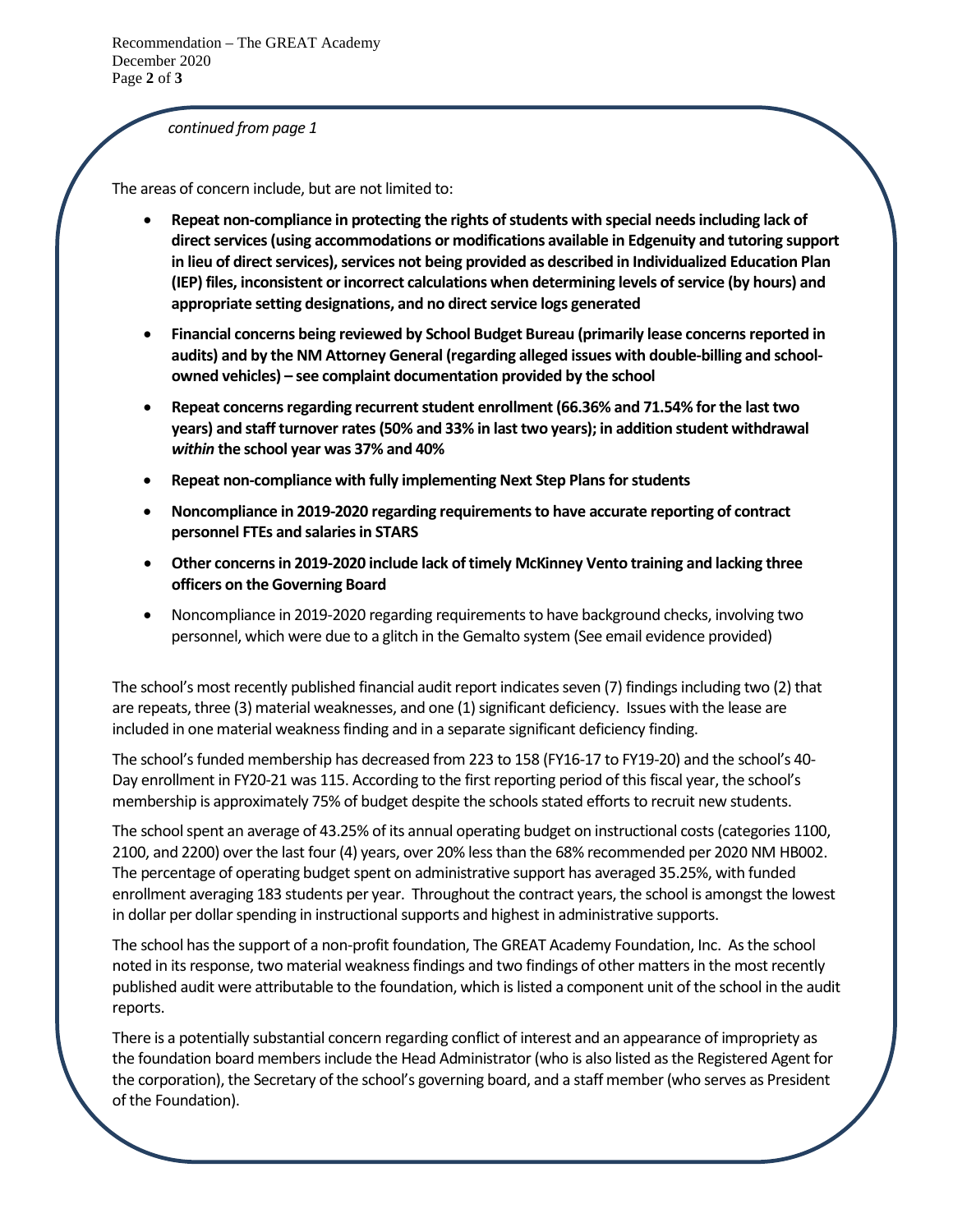*continued from page 1*

The areas of concern include, but are not limited to:

- **Repeat non-compliance in protecting the rights of students with special needs including lack of direct services (using accommodations or modifications available in Edgenuity and tutoring support in lieu of direct services), services not being provided as described in Individualized Education Plan (IEP) files, inconsistent or incorrect calculations when determining levels of service (by hours) and appropriate setting designations, and no direct service logs generated**
- **Financial concerns being reviewed by School Budget Bureau (primarily lease concerns reported in audits) and by the NM Attorney General (regarding alleged issues with double-billing and school-owned vehicles) – see complaint documentation provided by the school**
- **Repeat concerns regarding recurrent student enrollment (66.36% and 71.54% for the last two years) and staff turnover rates (50% and 33% in last two years); in addition student withdrawal *within* the school year was 37% and 40%**
- **Repeat non-compliance with fully implementing Next Step Plans for students**
- **Noncompliance in 2019-2020 regarding requirements to have accurate reporting of contract personnel FTEs and salaries in STARS**
- **Other concerns in 2019-2020 include lack of timely McKinney Vento training and lacking three officers on the Governing Board**
- Noncompliance in 2019-2020 regarding requirements to have background checks, involving two personnel, which were due to a glitch in the Gemalto system (See email evidence provided)

The school's most recently published financial audit report indicates seven (7) findings including two (2) that are repeats, three (3) material weaknesses, and one (1) significant deficiency. Issues with the lease are included in one material weakness finding and in a separate significant deficiency finding.

The school's funded membership has decreased from 223 to 158 (FY16-17 to FY19-20) and the school's 40-Day enrollment in FY20-21 was 115. According to the first reporting period of this fiscal year, the school's membership is approximately 75% of budget despite the schools stated efforts to recruit new students.

The school spent an average of 43.25% of its annual operating budget on instructional costs (categories 1100, 2100, and 2200) over the last four (4) years, over 20% less than the 68% recommended per 2020 NM HB002. The percentage of operating budget spent on administrative support has averaged 35.25%, with funded enrollment averaging 183 students per year. Throughout the contract years, the school is amongst the lowest in dollar per dollar spending in instructional supports and highest in administrative supports.

The school has the support of a non-profit foundation, The GREAT Academy Foundation, Inc. As the school noted in its response, two material weakness findings and two findings of other matters in the most recently published audit were attributable to the foundation, which is listed a component unit of the school in the audit reports.

There is a potentially substantial concern regarding conflict of interest and an appearance of impropriety as the foundation board members include the Head Administrator (who is also listed as the Registered Agent for the corporation), the Secretary of the school's governing board, and a staff member (who serves as President of the Foundation).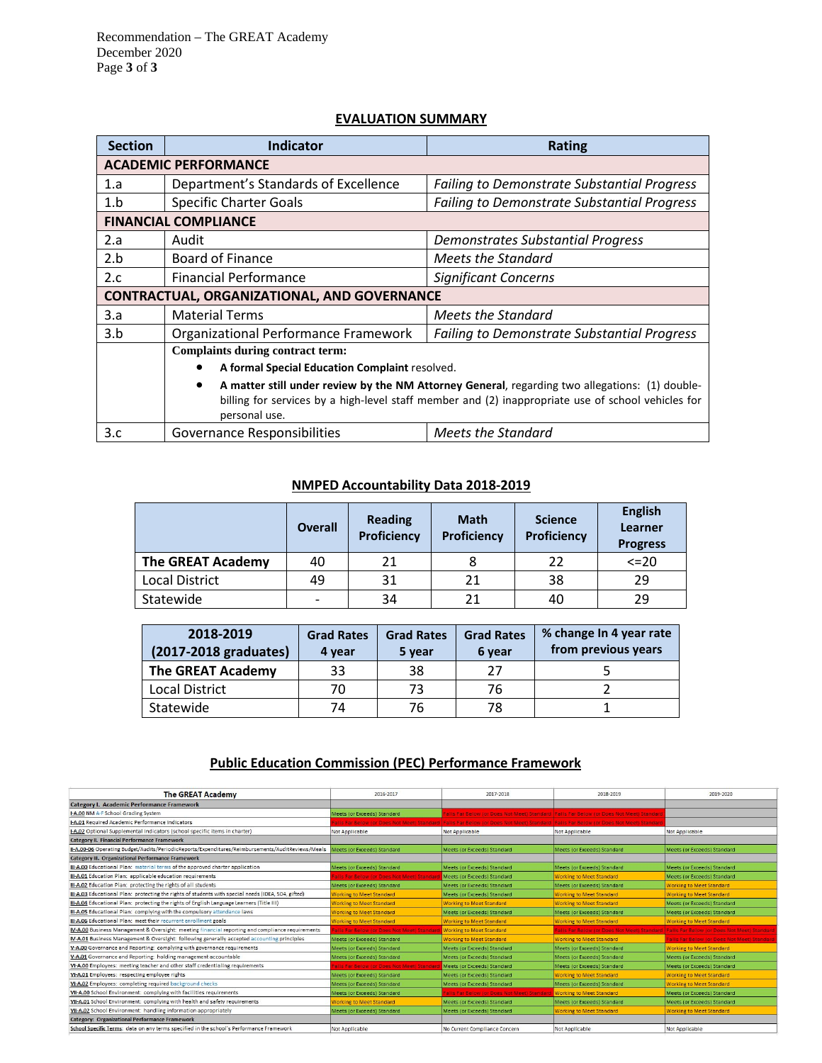## EVALUATION SUMMARY

| Section | Indicator | Rating |
|---|---|---|
| **ACADEMIC PERFORMANCE** | | |
| 1.a | Department's Standards of Excellence | *Failing to Demonstrate Substantial Progress* |
| 1.b | Specific Charter Goals | *Failing to Demonstrate Substantial Progress* |
| **FINANCIAL COMPLIANCE** | | |
| 2.a | Audit | *Demonstrates Substantial Progress* |
| 2.b | Board of Finance | *Meets the Standard* |
| 2.c | Financial Performance | *Significant Concerns* |
| **CONTRACTUAL, ORGANIZATIONAL, AND GOVERNANCE** | | |
| 3.a | Material Terms | *Meets the Standard* |
| 3.b | Organizational Performance Framework | *Failing to Demonstrate Substantial Progress* |
| | **Complaints during contract term:** • **A formal Special Education Complaint** resolved. • **A matter still under review by the NM Attorney General**, regarding two allegations: (1) double-billing for services by a high-level staff member and (2) inappropriate use of school vehicles for personal use. | |
| 3.c | Governance Responsibilities | *Meets the Standard* |

## NMPED Accountability Data 2018-2019

| | Overall | Reading Proficiency | Math Proficiency | Science Proficiency | English Learner Progress |
|---|---|---|---|---|---|
| **The GREAT Academy** | 40 | 21 | 8 | 22 | <=20 |
| Local District | 49 | 31 | 21 | 38 | 29 |
| Statewide | - | 34 | 21 | 40 | 29 |

| 2018-2019 (2017-2018 graduates) | Grad Rates 4 year | Grad Rates 5 year | Grad Rates 6 year | % change In 4 year rate from previous years |
|---|---|---|---|---|
| **The GREAT Academy** | 33 | 38 | 27 | 5 |
| Local District | 70 | 73 | 76 | 2 |
| Statewide | 74 | 76 | 78 | 1 |

## Public Education Commission (PEC) Performance Framework

| The GREAT Academy | 2016-2017 | 2017-2018 | 2018-2019 | 2019-2020 |
|---|---|---|---|---|
| **Category I. Academic Performance Framework** | | | | |
| I-A.00 NM A-F School Grading System | Meets (or Exceeds) Standard | Falls Far Below (or Does Not Meet) Standard | Falls Far Below (or Does Not Meet) Standard | |
| I-A.01 Required Academic Performance Indicators | Falls Far Below (or Does Not Meet) Standard | Falls Far Below (or Does Not Meet) Standard | Falls Far Below (or Does Not Meet) Standard | |
| I-A.02 Optional Supplemental Indicators (school specific items in charter) | Not Applicable | Not Applicable | Not Applicable | Not Applicable |
| **Category II. Financial Performance Framework** | | | | |
| II-A.00-06 Operating Budget/Audits/PeriodicReports/Expenditures/Reimbursements/AuditReviews/Meals | Meets (or Exceeds) Standard | Meets (or Exceeds) Standard | Meets (or Exceeds) Standard | Meets (or Exceeds) Standard |
| **Category III. Organizational Performance Framework** | | | | |
| III-A.00 Educational Plan: material terms of the approved charter application | Meets (or Exceeds) Standard | Meets (or Exceeds) Standard | Meets (or Exceeds) Standard | Meets (or Exceeds) Standard |
| III-A.01 Education Plan: applicable education requirements | Falls Far Below (or Does Not Meet) Standard | Meets (or Exceeds) Standard | Working to Meet Standard | Meets (or Exceeds) Standard |
| III-A.02 Education Plan: protecting the rights of all students | Meets (or Exceeds) Standard | Meets (or Exceeds) Standard | Meets (or Exceeds) Standard | Working to Meet Standard |
| III-A.03 Educational Plan: protecting the rights of students with special needs (IDEA, 504, gifted) | Working to Meet Standard | Meets (or Exceeds) Standard | Working to Meet Standard | Working to Meet Standard |
| III-A.04 Educational Plan: protecting the rights of English Language Learners (Title III) | Working to Meet Standard | Working to Meet Standard | Working to Meet Standard | Meets (or Exceeds) Standard |
| III-A.05 Educational Plan: complying with the compulsory attendance laws | Working to Meet Standard | Meets (or Exceeds) Standard | Meets (or Exceeds) Standard | Meets (or Exceeds) Standard |
| III-A.06 Educational Plan: meet their recurrent enrollment goals | Working to Meet Standard | Working to Meet Standard | Working to Meet Standard | Working to Meet Standard |
| IV-A.00 Business Management & Oversight: meeting financial reporting and compliance requirements | Falls Far Below (or Does Not Meet) Standard | Working to Meet Standard | Falls Far Below (or Does Not Meet) Standard | Falls Far Below (or Does Not Meet) Standard |
| IV-A.01 Business Management & Oversight: following generally accepted accounting principles | Meets (or Exceeds) Standard | Working to Meet Standard | Working to Meet Standard | Falls Far Below (or Does Not Meet) Standard |
| V-A.00 Governance and Reporting: complying with governance requirements | Meets (or Exceeds) Standard | Meets (or Exceeds) Standard | Meets (or Exceeds) Standard | Working to Meet Standard |
| V-A.01 Governance and Reporting: holding management accountable | Meets (or Exceeds) Standard | Meets (or Exceeds) Standard | Meets (or Exceeds) Standard | Meets (or Exceeds) Standard |
| VI-A.00 Employees: meeting teacher and other staff credentialing requirements | Falls Far Below (or Does Not Meet) Standard | Meets (or Exceeds) Standard | Meets (or Exceeds) Standard | Meets (or Exceeds) Standard |
| VI-A.01 Employees: respecting employee rights | Meets (or Exceeds) Standard | Meets (or Exceeds) Standard | Working to Meet Standard | Working to Meet Standard |
| VI-A.02 Employees: completing required background checks | Meets (or Exceeds) Standard | Meets (or Exceeds) Standard | Meets (or Exceeds) Standard | Working to Meet Standard |
| VII-A.00 School Environment: complying with facilities requirements | Meets (or Exceeds) Standard | Falls Far Below (or Does Not Meet) Standard | Working to Meet Standard | Meets (or Exceeds) Standard |
| VII-A.01 School Environment: complying with health and safety requirements | Working to Meet Standard | Meets (or Exceeds) Standard | Meets (or Exceeds) Standard | Meets (or Exceeds) Standard |
| VII-A.02 School Environment: handling information appropriately | Meets (or Exceeds) Standard | Meets (or Exceeds) Standard | Working to Meet Standard | Working to Meet Standard |
| **Category: Organizational Performance Framework** | | | | |
| School Specific Terms: data on any terms specified in the school's Performance Framework | Not Applicable | No Current Compliance Concern | Not Applicable | Not Applicable |